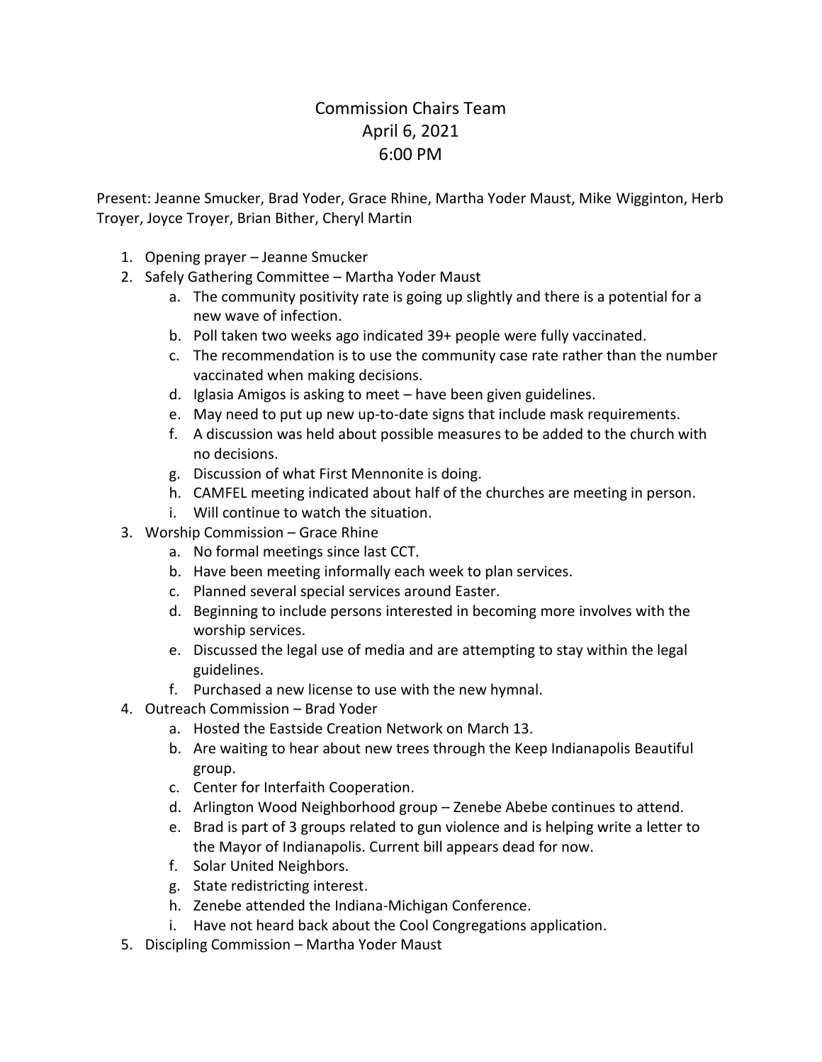# Commission Chairs Team
## April 6, 2021
## 6:00 PM

Present: Jeanne Smucker, Brad Yoder, Grace Rhine, Martha Yoder Maust, Mike Wigginton, Herb Troyer, Joyce Troyer, Brian Bither, Cheryl Martin

1. Opening prayer – Jeanne Smucker
2. Safely Gathering Committee – Martha Yoder Maust
   a. The community positivity rate is going up slightly and there is a potential for a new wave of infection.
   b. Poll taken two weeks ago indicated 39+ people were fully vaccinated.
   c. The recommendation is to use the community case rate rather than the number vaccinated when making decisions.
   d. Iglasia Amigos is asking to meet – have been given guidelines.
   e. May need to put up new up-to-date signs that include mask requirements.
   f. A discussion was held about possible measures to be added to the church with no decisions.
   g. Discussion of what First Mennonite is doing.
   h. CAMFEL meeting indicated about half of the churches are meeting in person.
   i. Will continue to watch the situation.
3. Worship Commission – Grace Rhine
   a. No formal meetings since last CCT.
   b. Have been meeting informally each week to plan services.
   c. Planned several special services around Easter.
   d. Beginning to include persons interested in becoming more involves with the worship services.
   e. Discussed the legal use of media and are attempting to stay within the legal guidelines.
   f. Purchased a new license to use with the new hymnal.
4. Outreach Commission – Brad Yoder
   a. Hosted the Eastside Creation Network on March 13.
   b. Are waiting to hear about new trees through the Keep Indianapolis Beautiful group.
   c. Center for Interfaith Cooperation.
   d. Arlington Wood Neighborhood group – Zenebe Abebe continues to attend.
   e. Brad is part of 3 groups related to gun violence and is helping write a letter to the Mayor of Indianapolis. Current bill appears dead for now.
   f. Solar United Neighbors.
   g. State redistricting interest.
   h. Zenebe attended the Indiana-Michigan Conference.
   i. Have not heard back about the Cool Congregations application.
5. Discipling Commission – Martha Yoder Maust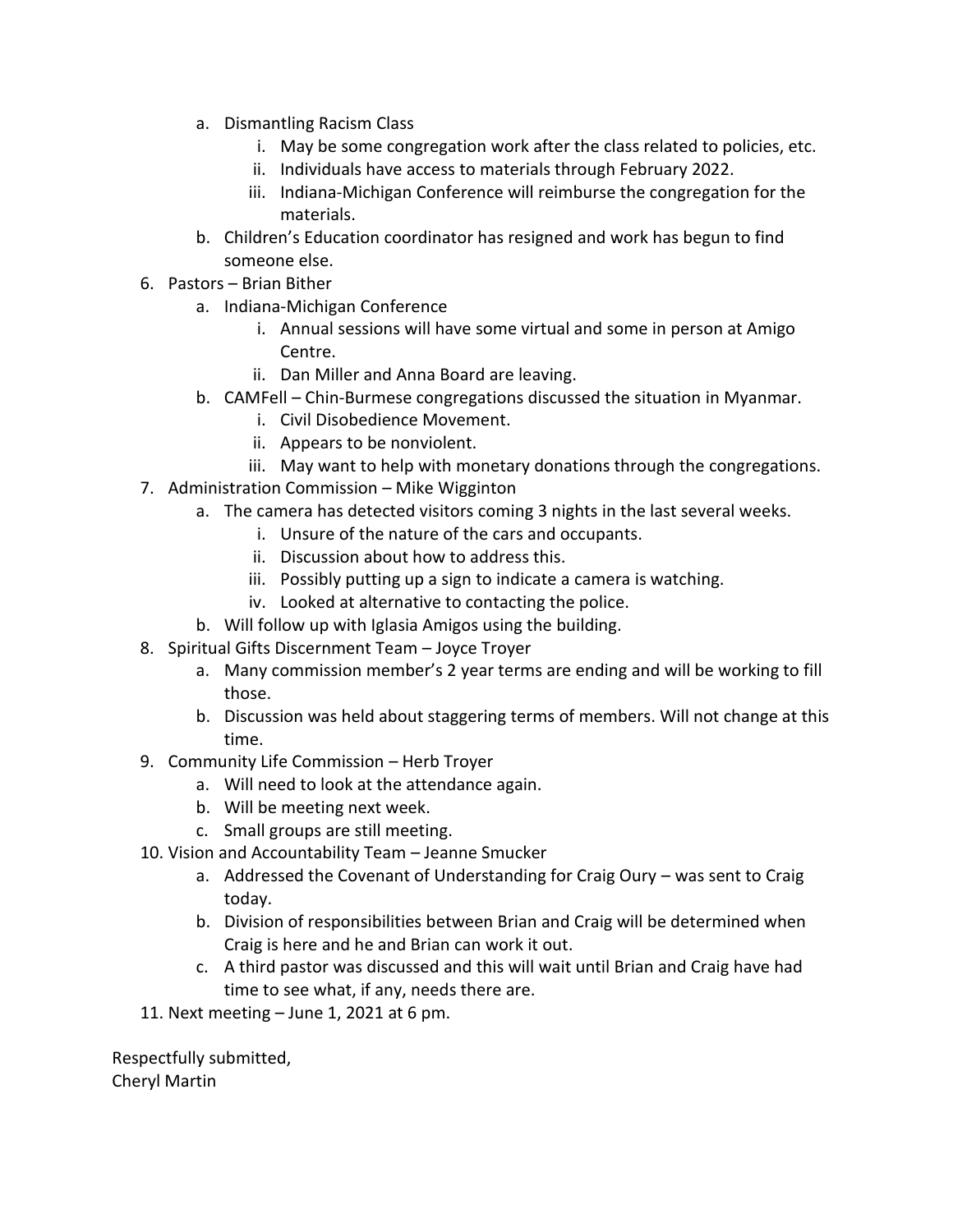a. Dismantling Racism Class
      i. May be some congregation work after the class related to policies, etc.
      ii. Individuals have access to materials through February 2022.
      iii. Indiana-Michigan Conference will reimburse the congregation for the materials.
   b. Children's Education coordinator has resigned and work has begun to find someone else.
6. Pastors – Brian Bither
   a. Indiana-Michigan Conference
      i. Annual sessions will have some virtual and some in person at Amigo Centre.
      ii. Dan Miller and Anna Board are leaving.
   b. CAMFell – Chin-Burmese congregations discussed the situation in Myanmar.
      i. Civil Disobedience Movement.
      ii. Appears to be nonviolent.
      iii. May want to help with monetary donations through the congregations.
7. Administration Commission – Mike Wigginton
   a. The camera has detected visitors coming 3 nights in the last several weeks.
      i. Unsure of the nature of the cars and occupants.
      ii. Discussion about how to address this.
      iii. Possibly putting up a sign to indicate a camera is watching.
      iv. Looked at alternative to contacting the police.
   b. Will follow up with Iglasia Amigos using the building.
8. Spiritual Gifts Discernment Team – Joyce Troyer
   a. Many commission member's 2 year terms are ending and will be working to fill those.
   b. Discussion was held about staggering terms of members. Will not change at this time.
9. Community Life Commission – Herb Troyer
   a. Will need to look at the attendance again.
   b. Will be meeting next week.
   c. Small groups are still meeting.
10. Vision and Accountability Team – Jeanne Smucker
   a. Addressed the Covenant of Understanding for Craig Oury – was sent to Craig today.
   b. Division of responsibilities between Brian and Craig will be determined when Craig is here and he and Brian can work it out.
   c. A third pastor was discussed and this will wait until Brian and Craig have had time to see what, if any, needs there are.
11. Next meeting – June 1, 2021 at 6 pm.

Respectfully submitted,
Cheryl Martin